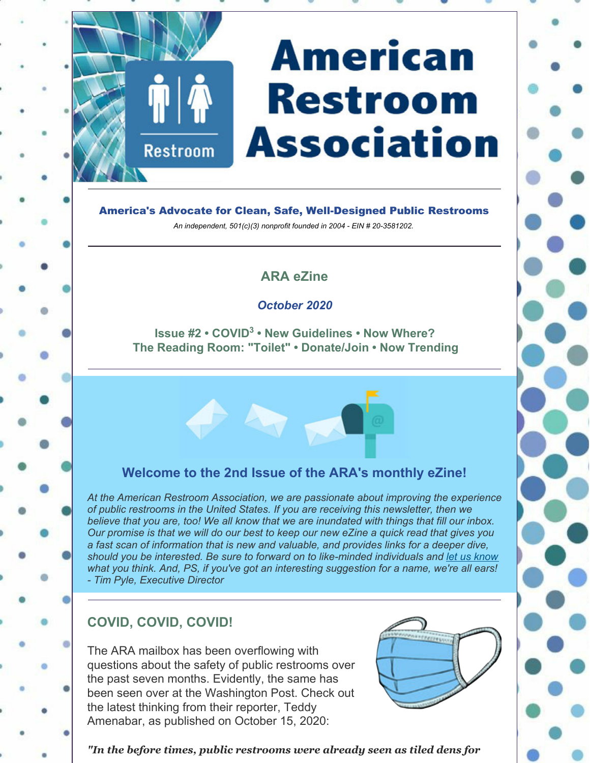# American Restroom Association

**America's Advocate for Clean, Safe, Well-Designed Public Restrooms**

*An independent, 501(c)(3) nonprofit founded in 2004 - EIN # 20-3581202.*

## ARA eZine

*October 2020*

**Issue #2 • COVID[3] • New Guidelines • Now Where?**
**The Reading Room: "Toilet" • Donate/Join • Now Trending**

## Welcome to the 2nd Issue of the ARA's monthly eZine!

*At the American Restroom Association, we are passionate about improving the experience of public restrooms in the United States. If you are receiving this newsletter, then we believe that you are, too! We all know that we are inundated with things that fill our inbox. Our promise is that we will do our best to keep our new eZine a quick read that gives you a fast scan of information that is new and valuable, and provides links for a deeper dive, should you be interested. Be sure to forward on to like-minded individuals and let us know what you think. And, PS, if you've got an interesting suggestion for a name, we're all ears! - Tim Pyle, Executive Director*

## COVID, COVID, COVID!

The ARA mailbox has been overflowing with questions about the safety of public restrooms over the past seven months. Evidently, the same has been seen over at the Washington Post. Check out the latest thinking from their reporter, Teddy Amenabar, as published on October 15, 2020:

***"In the before times, public restrooms were already seen as tiled dens for***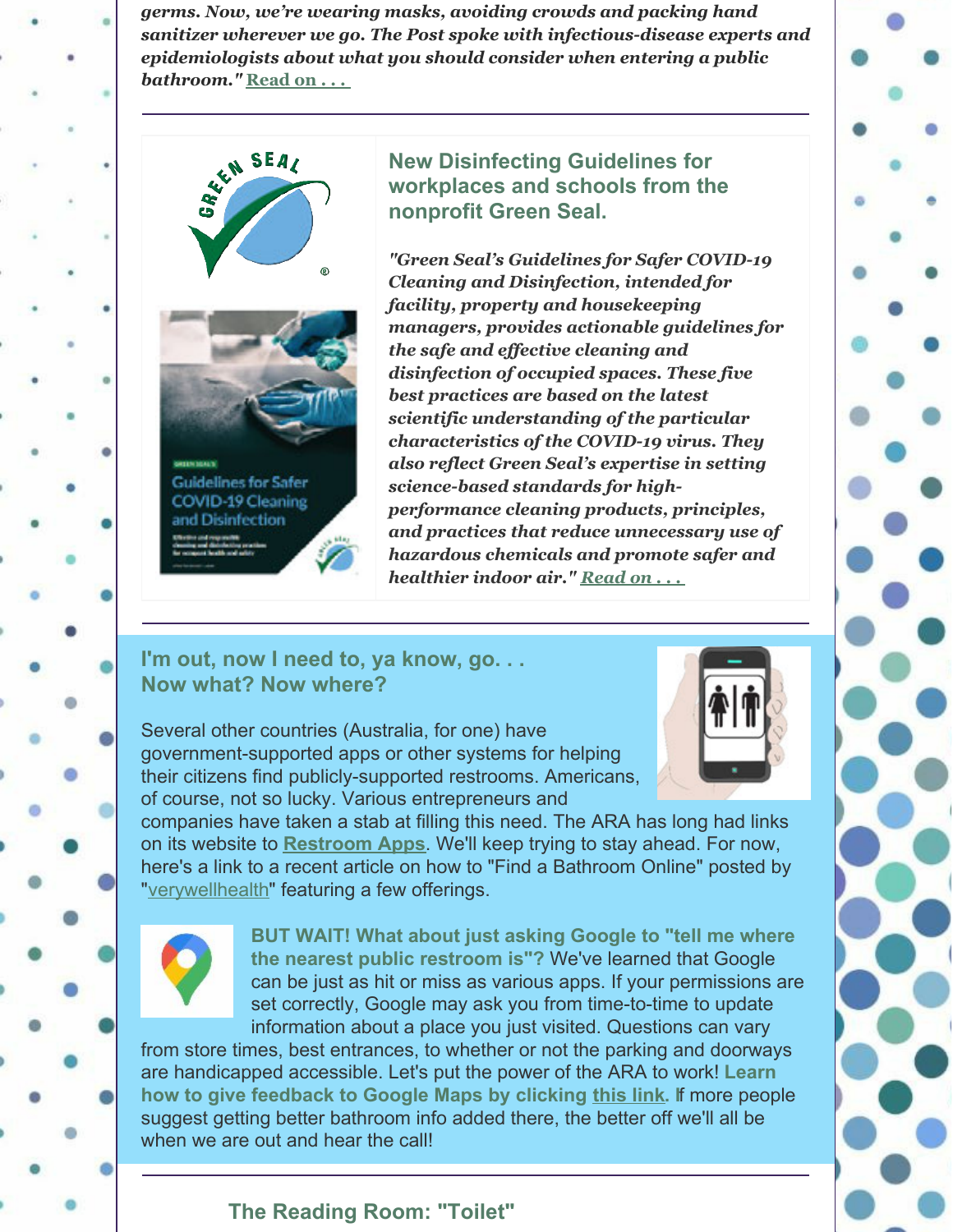***germs. Now, we're wearing masks, avoiding crowds and packing hand sanitizer wherever we go. The Post spoke with infectious-disease experts and epidemiologists about what you should consider when entering a public bathroom."*** [Read on . . .]()

---

## New Disinfecting Guidelines for workplaces and schools from the nonprofit Green Seal.

***"Green Seal's Guidelines for Safer COVID-19 Cleaning and Disinfection, intended for facility, property and housekeeping managers, provides actionable guidelines for the safe and effective cleaning and disinfection of occupied spaces. These five best practices are based on the latest scientific understanding of the particular characteristics of the COVID-19 virus. They also reflect Green Seal's expertise in setting science-based standards for high-performance cleaning products, principles, and practices that reduce unnecessary use of hazardous chemicals and promote safer and healthier indoor air."*** [Read on . . .]()

---

## I'm out, now I need to, ya know, go. . . Now what? Now where?

Several other countries (Australia, for one) have government-supported apps or other systems for helping their citizens find publicly-supported restrooms. Americans, of course, not so lucky. Various entrepreneurs and companies have taken a stab at filling this need. The ARA has long had links on its website to **[Restroom Apps]()**. We'll keep trying to stay ahead. For now, here's a link to a recent article on how to "Find a Bathroom Online" posted by "[verywellhealth]()" featuring a few offerings.

**BUT WAIT! What about just asking Google to "tell me where the nearest public restroom is"?** We've learned that Google can be just as hit or miss as various apps. If your permissions are set correctly, Google may ask you from time-to-time to update information about a place you just visited. Questions can vary from store times, best entrances, to whether or not the parking and doorways are handicapped accessible. Let's put the power of the ARA to work! **Learn how to give feedback to Google Maps by clicking [this link]().** If more people suggest getting better bathroom info added there, the better off we'll all be when we are out and hear the call!

---

## The Reading Room: "Toilet"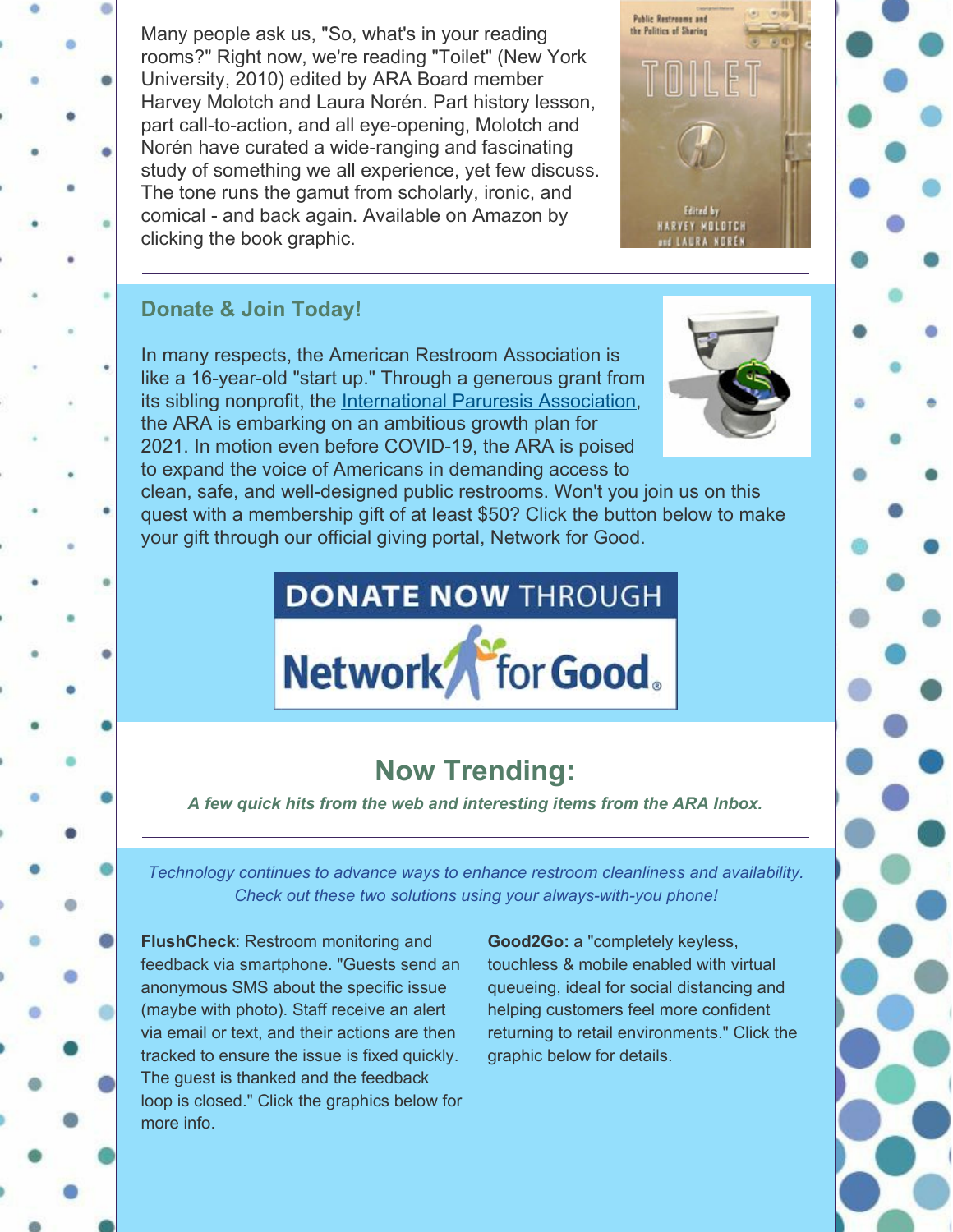Many people ask us, "So, what's in your reading rooms?" Right now, we're reading "Toilet" (New York University, 2010) edited by ARA Board member Harvey Molotch and Laura Norén. Part history lesson, part call-to-action, and all eye-opening, Molotch and Norén have curated a wide-ranging and fascinating study of something we all experience, yet few discuss. The tone runs the gamut from scholarly, ironic, and comical - and back again. Available on Amazon by clicking the book graphic.

---

### Donate & Join Today!

In many respects, the American Restroom Association is like a 16-year-old "start up." Through a generous grant from its sibling nonprofit, the International Paruresis Association, the ARA is embarking on an ambitious growth plan for 2021. In motion even before COVID-19, the ARA is poised to expand the voice of Americans in demanding access to clean, safe, and well-designed public restrooms. Won't you join us on this quest with a membership gift of at least $50? Click the button below to make your gift through our official giving portal, Network for Good.

**DONATE NOW** THROUGH Network for Good.

---

## Now Trending:

***A few quick hits from the web and interesting items from the ARA Inbox.***

---

*Technology continues to advance ways to enhance restroom cleanliness and availability. Check out these two solutions using your always-with-you phone!*

**FlushCheck**: Restroom monitoring and feedback via smartphone. "Guests send an anonymous SMS about the specific issue (maybe with photo). Staff receive an alert via email or text, and their actions are then tracked to ensure the issue is fixed quickly. The guest is thanked and the feedback loop is closed." Click the graphics below for more info.

**Good2Go:** a "completely keyless, touchless & mobile enabled with virtual queueing, ideal for social distancing and helping customers feel more confident returning to retail environments." Click the graphic below for details.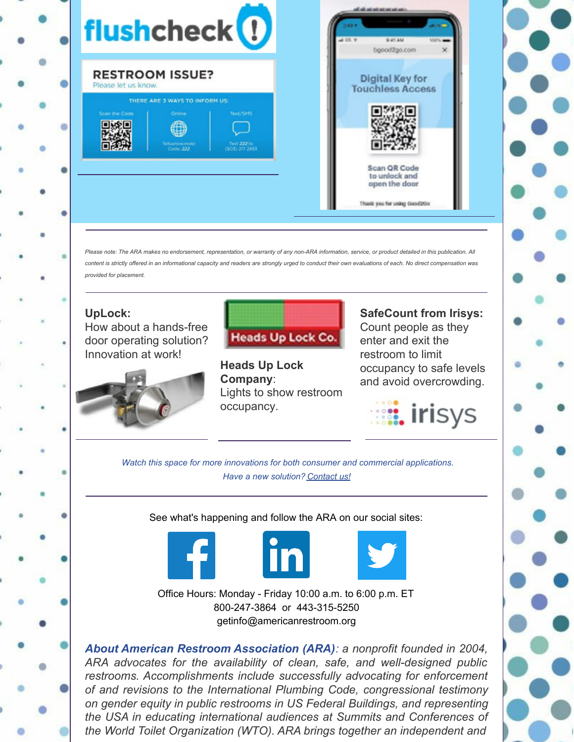flushcheck

RESTROOM ISSUE?
Please let us know.

THERE ARE 3 WAYS TO INFORM US:

Scan the Code | Online (Tellusnow.mobi Code: 222) | Text/SMS (Text 222 to (503) 217 2953)

Digital Key for Touchless Access

Scan QR Code to unlock and open the door

Thank you for using Good2Go

---

*Please note: The ARA makes no endorsement, representation, or warranty of any non-ARA information, service, or product detailed in this publication. All content is strictly offered in an informational capacity and readers are strongly urged to conduct their own evaluations of each. No direct compensation was provided for placement.*

---

**UpLock:**
How about a hands-free door operating solution? Innovation at work!

Heads Up Lock Co.

**Heads Up Lock Company**:
Lights to show restroom occupancy.

**SafeCount from Irisys:**
Count people as they enter and exit the restroom to limit occupancy to safe levels and avoid overcrowding.

irisys

---

*Watch this space for more innovations for both consumer and commercial applications.*
*Have a new solution? Contact us!*

---

See what's happening and follow the ARA on our social sites:

Office Hours: Monday - Friday 10:00 a.m. to 6:00 p.m. ET
800-247-3864 or 443-315-5250
getinfo@americanrestroom.org

***About American Restroom Association (ARA)****: a nonprofit founded in 2004, ARA advocates for the availability of clean, safe, and well-designed public restrooms. Accomplishments include successfully advocating for enforcement of and revisions to the International Plumbing Code, congressional testimony on gender equity in public restrooms in US Federal Buildings, and representing the USA in educating international audiences at Summits and Conferences of the World Toilet Organization (WTO). ARA brings together an independent and*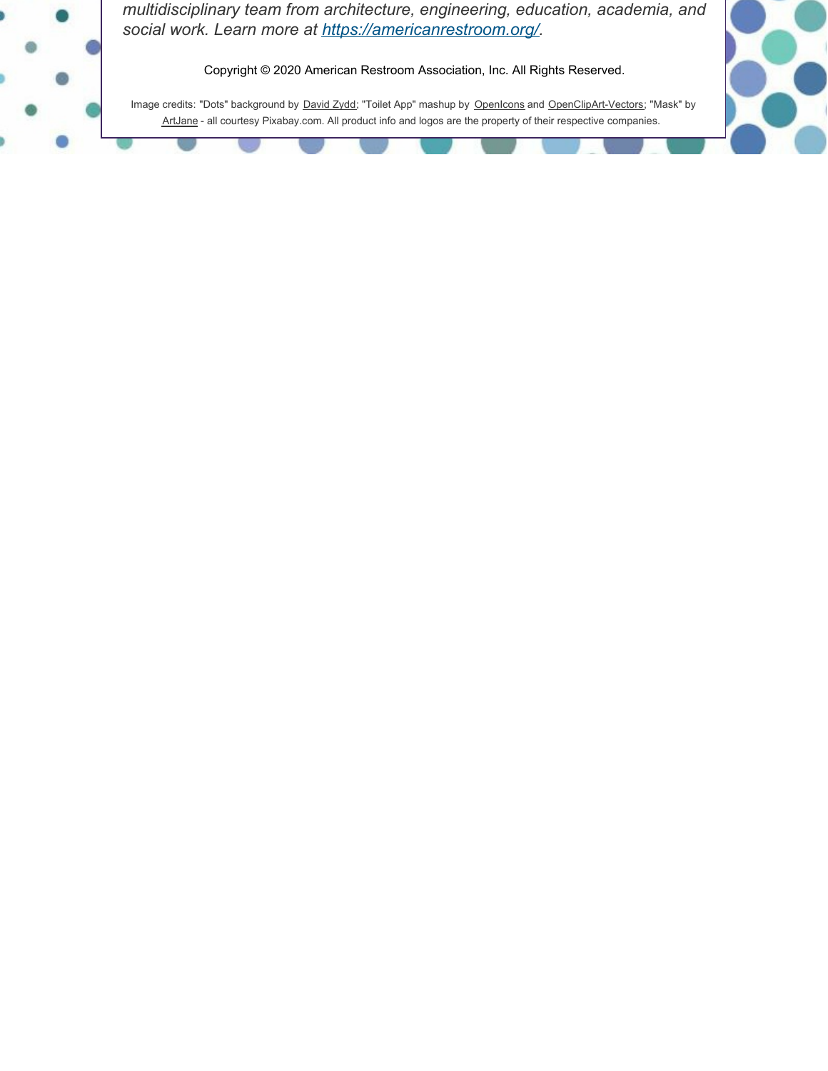*multidisciplinary team from architecture, engineering, education, academia, and social work. Learn more at https://americanrestroom.org/.*

Copyright © 2020 American Restroom Association, Inc. All Rights Reserved.

Image credits: "Dots" background by David Zydd; "Toilet App" mashup by OpenIcons and OpenClipArt-Vectors; "Mask" by ArtJane - all courtesy Pixabay.com. All product info and logos are the property of their respective companies.